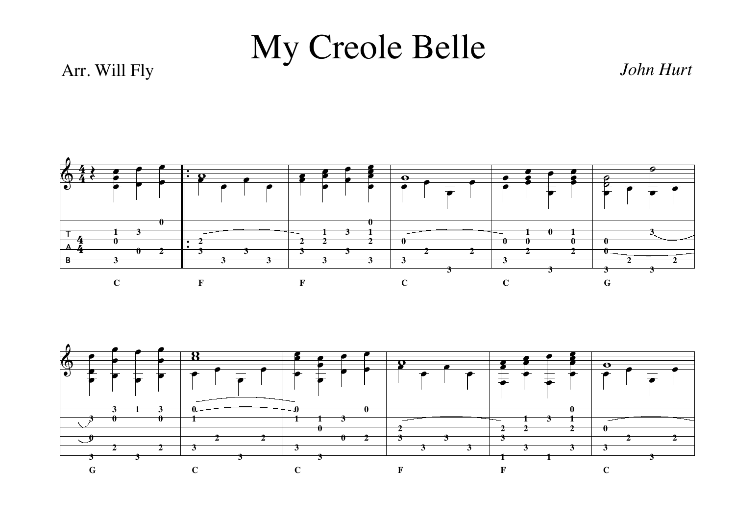# My Creole Belle

Arr. Will Fly

*John Hurt*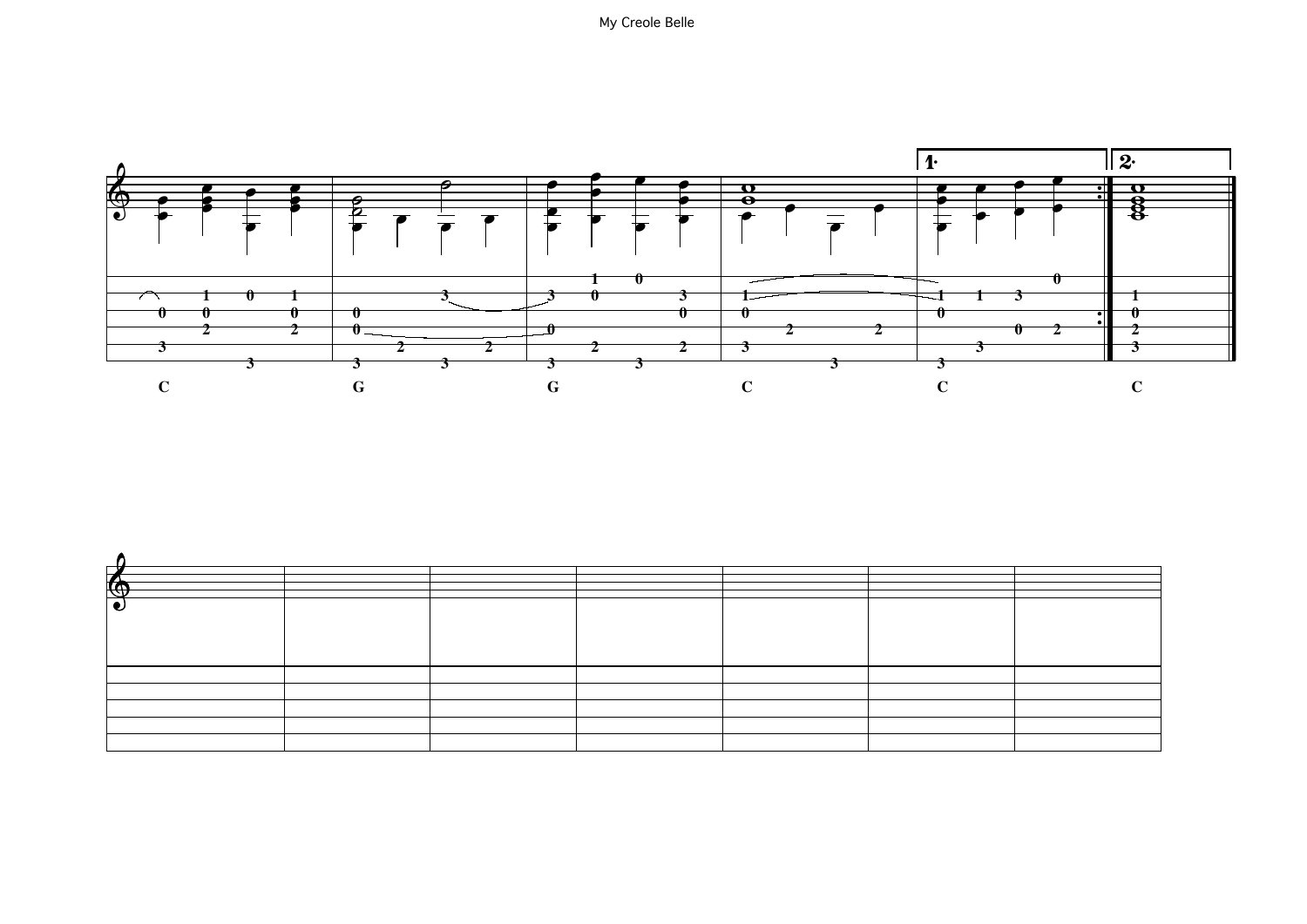My Creole Belle

C G G C C C